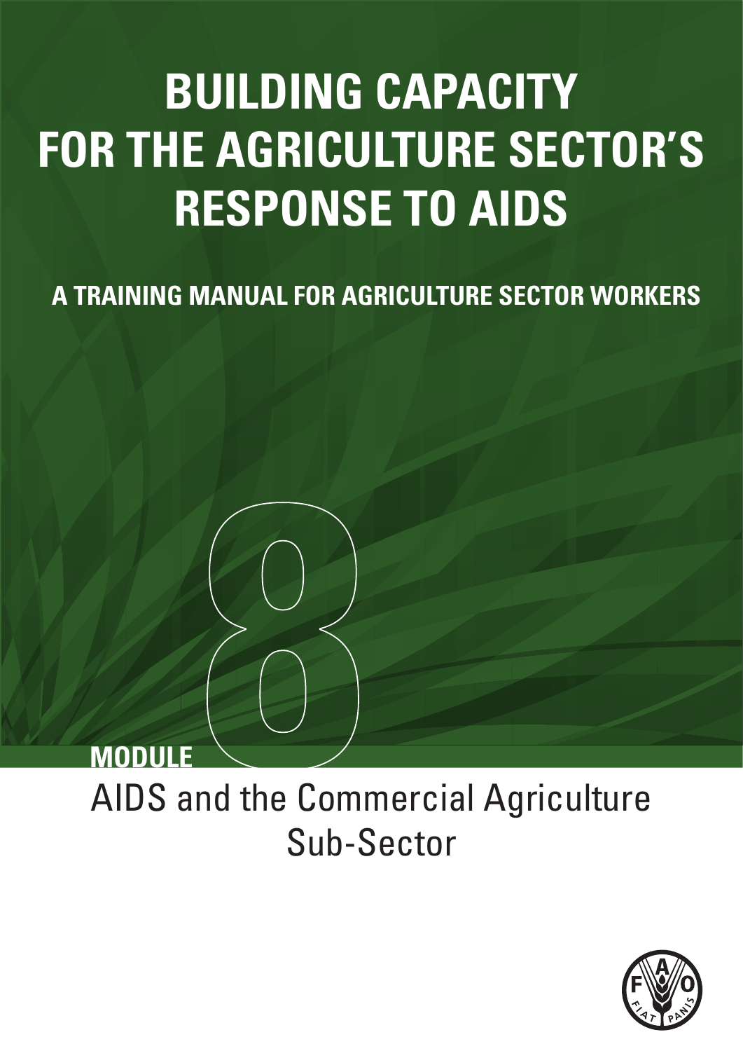# BUILDING CAPACITY FOR THE AGRICULTURE SECTOR'S RESPONSE TO AIDS

## A TRAINING MANUAL FOR AGRICULTURE SECTOR WORKERS

**MODULE 8**

## AIDS and the Commercial Agriculture Sub-Sector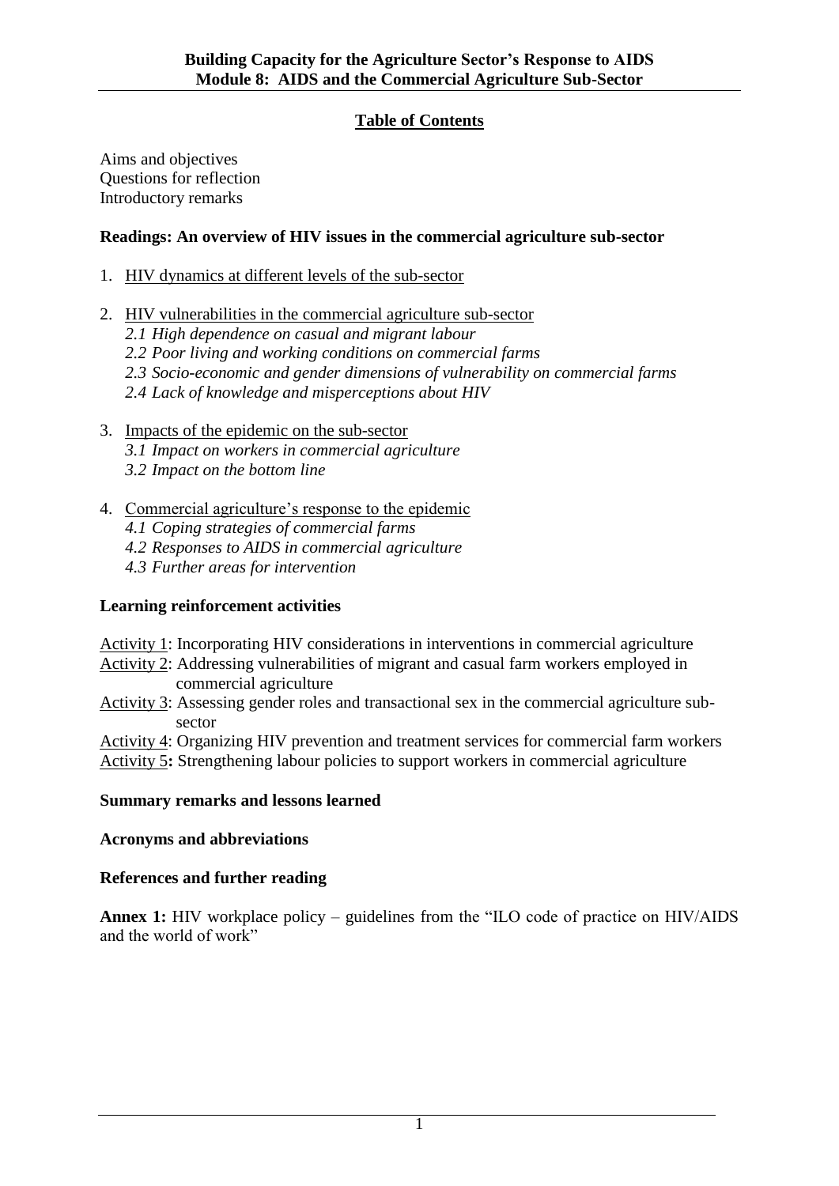## Table of Contents

Aims and objectives
Questions for reflection
Introductory remarks

**Readings: An overview of HIV issues in the commercial agriculture sub-sector**

1. HIV dynamics at different levels of the sub-sector

2. HIV vulnerabilities in the commercial agriculture sub-sector
   *2.1 High dependence on casual and migrant labour*
   *2.2 Poor living and working conditions on commercial farms*
   *2.3 Socio-economic and gender dimensions of vulnerability on commercial farms*
   *2.4 Lack of knowledge and misperceptions about HIV*

3. Impacts of the epidemic on the sub-sector
   *3.1 Impact on workers in commercial agriculture*
   *3.2 Impact on the bottom line*

4. Commercial agriculture's response to the epidemic
   *4.1 Coping strategies of commercial farms*
   *4.2 Responses to AIDS in commercial agriculture*
   *4.3 Further areas for intervention*

**Learning reinforcement activities**

Activity 1: Incorporating HIV considerations in interventions in commercial agriculture
Activity 2: Addressing vulnerabilities of migrant and casual farm workers employed in commercial agriculture
Activity 3: Assessing gender roles and transactional sex in the commercial agriculture sub-sector
Activity 4: Organizing HIV prevention and treatment services for commercial farm workers
Activity 5**:** Strengthening labour policies to support workers in commercial agriculture

**Summary remarks and lessons learned**

**Acronyms and abbreviations**

**References and further reading**

**Annex 1:** HIV workplace policy – guidelines from the "ILO code of practice on HIV/AIDS and the world of work"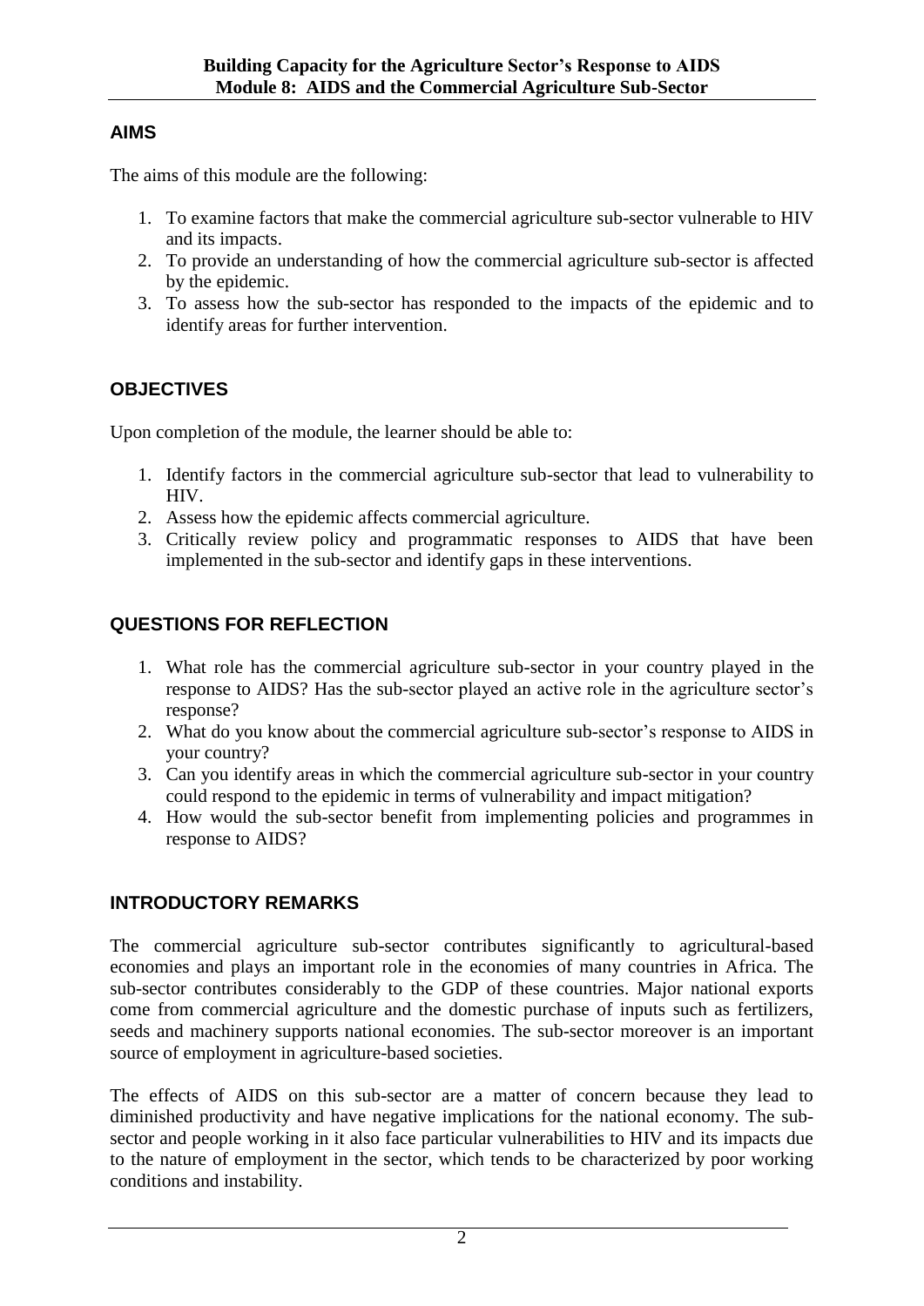## AIMS

The aims of this module are the following:

1. To examine factors that make the commercial agriculture sub-sector vulnerable to HIV and its impacts.
2. To provide an understanding of how the commercial agriculture sub-sector is affected by the epidemic.
3. To assess how the sub-sector has responded to the impacts of the epidemic and to identify areas for further intervention.

## OBJECTIVES

Upon completion of the module, the learner should be able to:

1. Identify factors in the commercial agriculture sub-sector that lead to vulnerability to HIV.
2. Assess how the epidemic affects commercial agriculture.
3. Critically review policy and programmatic responses to AIDS that have been implemented in the sub-sector and identify gaps in these interventions.

## QUESTIONS FOR REFLECTION

1. What role has the commercial agriculture sub-sector in your country played in the response to AIDS? Has the sub-sector played an active role in the agriculture sector's response?
2. What do you know about the commercial agriculture sub-sector's response to AIDS in your country?
3. Can you identify areas in which the commercial agriculture sub-sector in your country could respond to the epidemic in terms of vulnerability and impact mitigation?
4. How would the sub-sector benefit from implementing policies and programmes in response to AIDS?

## INTRODUCTORY REMARKS

The commercial agriculture sub-sector contributes significantly to agricultural-based economies and plays an important role in the economies of many countries in Africa. The sub-sector contributes considerably to the GDP of these countries. Major national exports come from commercial agriculture and the domestic purchase of inputs such as fertilizers, seeds and machinery supports national economies. The sub-sector moreover is an important source of employment in agriculture-based societies.

The effects of AIDS on this sub-sector are a matter of concern because they lead to diminished productivity and have negative implications for the national economy. The sub-sector and people working in it also face particular vulnerabilities to HIV and its impacts due to the nature of employment in the sector, which tends to be characterized by poor working conditions and instability.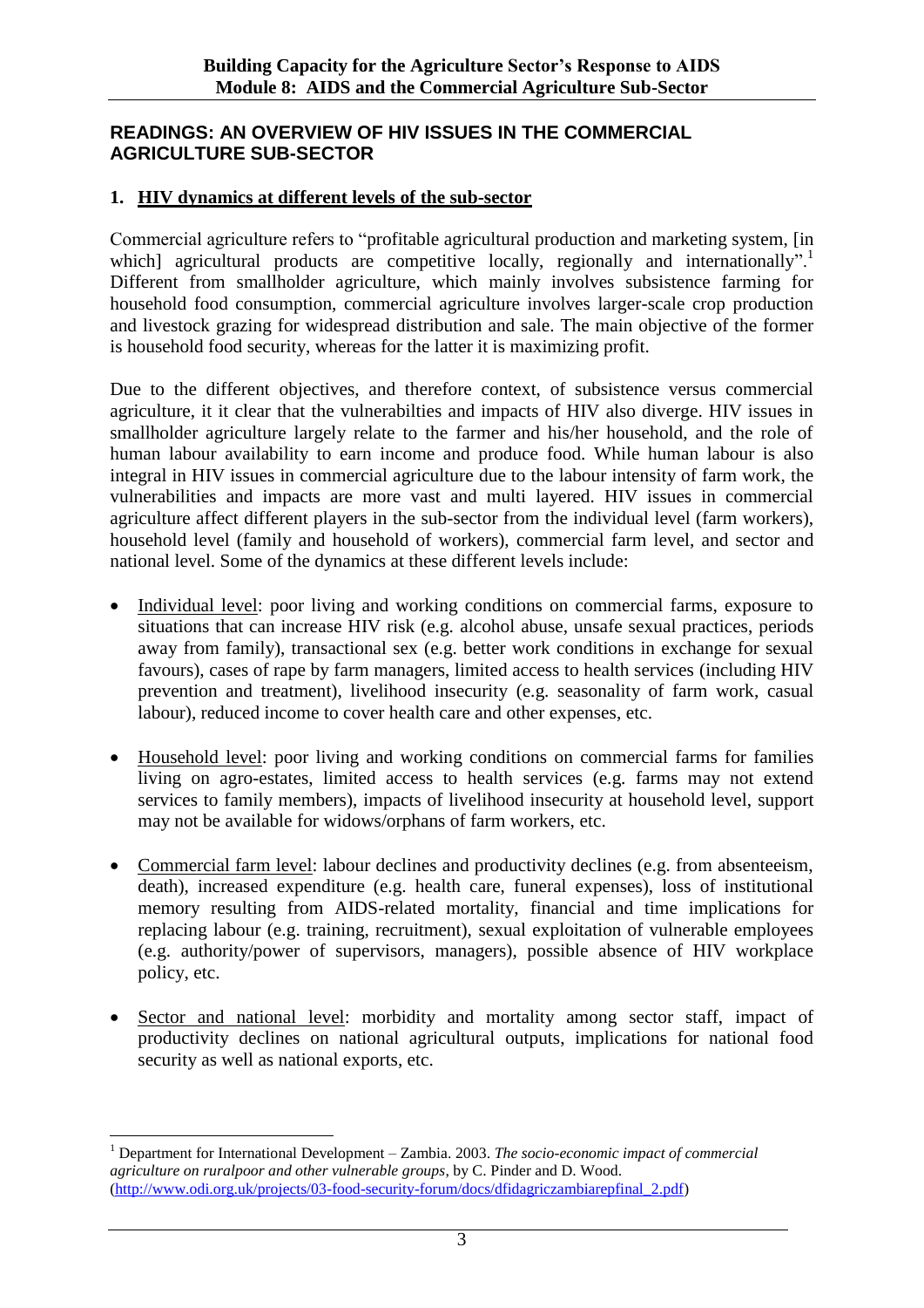## READINGS: AN OVERVIEW OF HIV ISSUES IN THE COMMERCIAL AGRICULTURE SUB-SECTOR

### 1. HIV dynamics at different levels of the sub-sector

Commercial agriculture refers to "profitable agricultural production and marketing system, [in which] agricultural products are competitive locally, regionally and internationally".[1] Different from smallholder agriculture, which mainly involves subsistence farming for household food consumption, commercial agriculture involves larger-scale crop production and livestock grazing for widespread distribution and sale. The main objective of the former is household food security, whereas for the latter it is maximizing profit.

Due to the different objectives, and therefore context, of subsistence versus commercial agriculture, it it clear that the vulnerabilties and impacts of HIV also diverge. HIV issues in smallholder agriculture largely relate to the farmer and his/her household, and the role of human labour availability to earn income and produce food. While human labour is also integral in HIV issues in commercial agriculture due to the labour intensity of farm work, the vulnerabilities and impacts are more vast and multi layered. HIV issues in commercial agriculture affect different players in the sub-sector from the individual level (farm workers), household level (family and household of workers), commercial farm level, and sector and national level. Some of the dynamics at these different levels include:

- Individual level: poor living and working conditions on commercial farms, exposure to situations that can increase HIV risk (e.g. alcohol abuse, unsafe sexual practices, periods away from family), transactional sex (e.g. better work conditions in exchange for sexual favours), cases of rape by farm managers, limited access to health services (including HIV prevention and treatment), livelihood insecurity (e.g. seasonality of farm work, casual labour), reduced income to cover health care and other expenses, etc.

- Household level: poor living and working conditions on commercial farms for families living on agro-estates, limited access to health services (e.g. farms may not extend services to family members), impacts of livelihood insecurity at household level, support may not be available for widows/orphans of farm workers, etc.

- Commercial farm level: labour declines and productivity declines (e.g. from absenteeism, death), increased expenditure (e.g. health care, funeral expenses), loss of institutional memory resulting from AIDS-related mortality, financial and time implications for replacing labour (e.g. training, recruitment), sexual exploitation of vulnerable employees (e.g. authority/power of supervisors, managers), possible absence of HIV workplace policy, etc.

- Sector and national level: morbidity and mortality among sector staff, impact of productivity declines on national agricultural outputs, implications for national food security as well as national exports, etc.

---

[1] Department for International Development – Zambia. 2003. *The socio-economic impact of commercial agriculture on ruralpoor and other vulnerable groups*, by C. Pinder and D. Wood. (http://www.odi.org.uk/projects/03-food-security-forum/docs/dfidagriczambiarepfinal_2.pdf)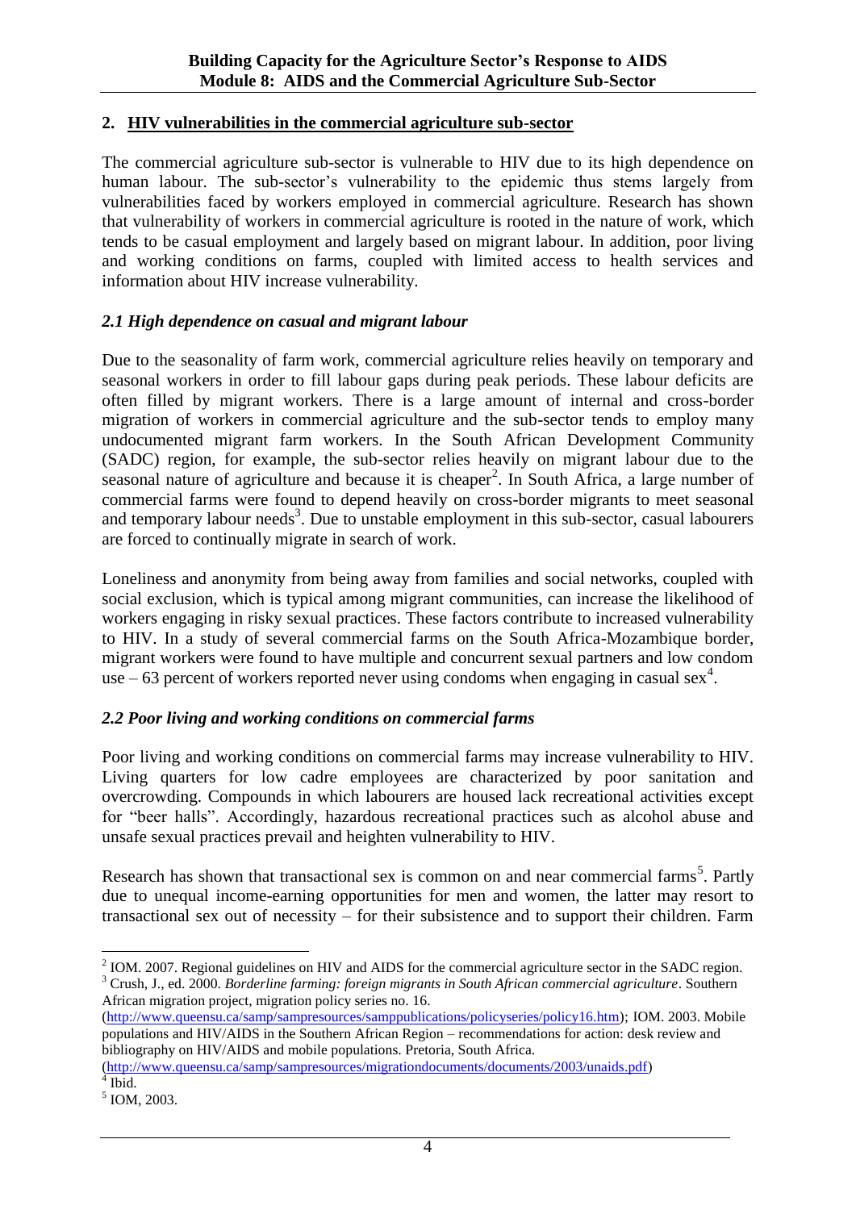## 2. HIV vulnerabilities in the commercial agriculture sub-sector

The commercial agriculture sub-sector is vulnerable to HIV due to its high dependence on human labour. The sub-sector's vulnerability to the epidemic thus stems largely from vulnerabilities faced by workers employed in commercial agriculture. Research has shown that vulnerability of workers in commercial agriculture is rooted in the nature of work, which tends to be casual employment and largely based on migrant labour. In addition, poor living and working conditions on farms, coupled with limited access to health services and information about HIV increase vulnerability.

### *2.1 High dependence on casual and migrant labour*

Due to the seasonality of farm work, commercial agriculture relies heavily on temporary and seasonal workers in order to fill labour gaps during peak periods. These labour deficits are often filled by migrant workers. There is a large amount of internal and cross-border migration of workers in commercial agriculture and the sub-sector tends to employ many undocumented migrant farm workers. In the South African Development Community (SADC) region, for example, the sub-sector relies heavily on migrant labour due to the seasonal nature of agriculture and because it is cheaper[2]. In South Africa, a large number of commercial farms were found to depend heavily on cross-border migrants to meet seasonal and temporary labour needs[3]. Due to unstable employment in this sub-sector, casual labourers are forced to continually migrate in search of work.

Loneliness and anonymity from being away from families and social networks, coupled with social exclusion, which is typical among migrant communities, can increase the likelihood of workers engaging in risky sexual practices. These factors contribute to increased vulnerability to HIV. In a study of several commercial farms on the South Africa-Mozambique border, migrant workers were found to have multiple and concurrent sexual partners and low condom use – 63 percent of workers reported never using condoms when engaging in casual sex[4].

### *2.2 Poor living and working conditions on commercial farms*

Poor living and working conditions on commercial farms may increase vulnerability to HIV. Living quarters for low cadre employees are characterized by poor sanitation and overcrowding. Compounds in which labourers are housed lack recreational activities except for "beer halls". Accordingly, hazardous recreational practices such as alcohol abuse and unsafe sexual practices prevail and heighten vulnerability to HIV.

Research has shown that transactional sex is common on and near commercial farms[5]. Partly due to unequal income-earning opportunities for men and women, the latter may resort to transactional sex out of necessity – for their subsistence and to support their children. Farm

---

[2] IOM. 2007. Regional guidelines on HIV and AIDS for the commercial agriculture sector in the SADC region.

[3] Crush, J., ed. 2000. *Borderline farming: foreign migrants in South African commercial agriculture*. Southern African migration project, migration policy series no. 16. (http://www.queensu.ca/samp/sampresources/samppublications/policyseries/policy16.htm); IOM. 2003. Mobile populations and HIV/AIDS in the Southern African Region – recommendations for action: desk review and bibliography on HIV/AIDS and mobile populations. Pretoria, South Africa. (http://www.queensu.ca/samp/sampresources/migrationdocuments/documents/2003/unaids.pdf)

[4] Ibid.

[5] IOM, 2003.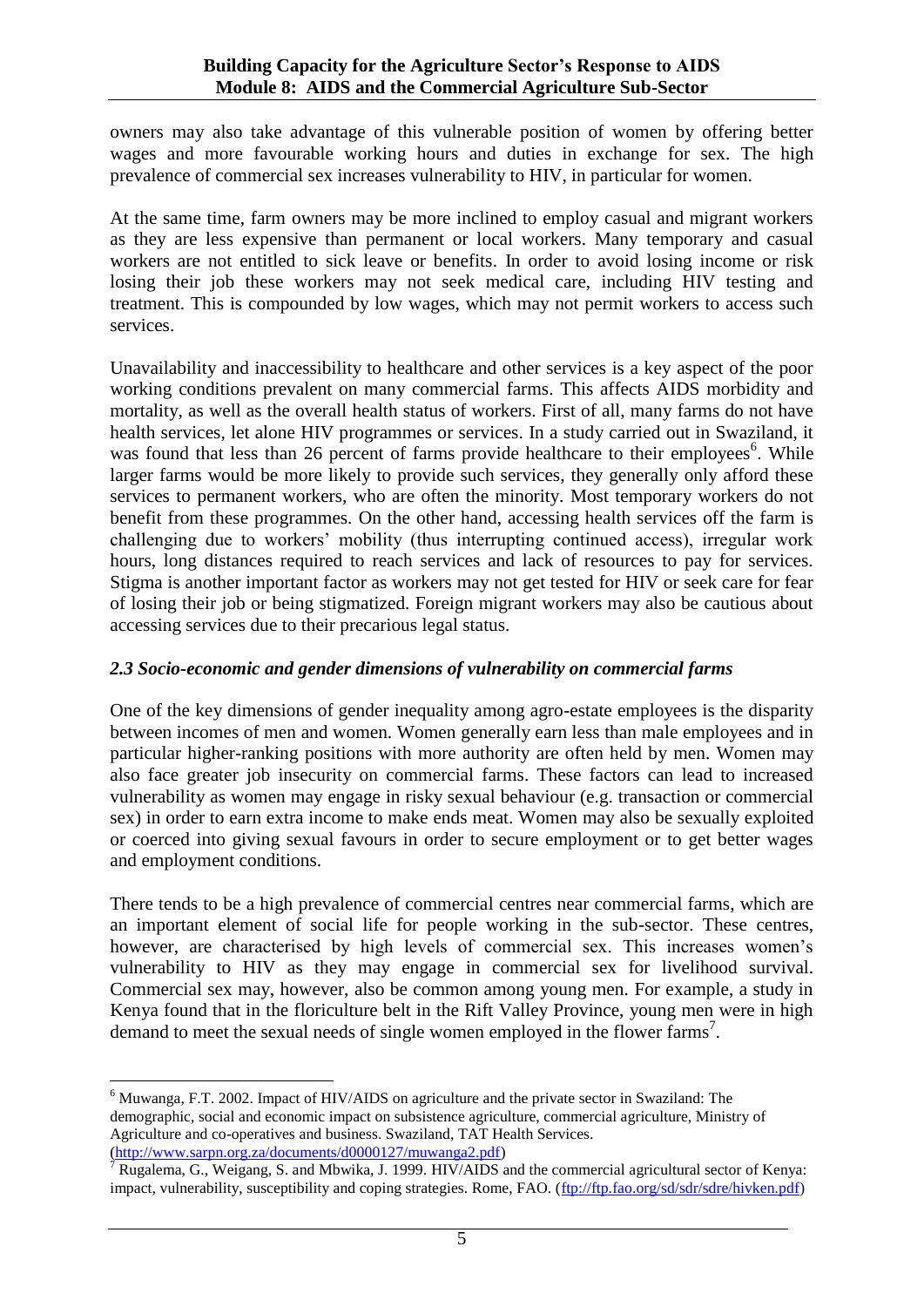owners may also take advantage of this vulnerable position of women by offering better wages and more favourable working hours and duties in exchange for sex. The high prevalence of commercial sex increases vulnerability to HIV, in particular for women.

At the same time, farm owners may be more inclined to employ casual and migrant workers as they are less expensive than permanent or local workers. Many temporary and casual workers are not entitled to sick leave or benefits. In order to avoid losing income or risk losing their job these workers may not seek medical care, including HIV testing and treatment. This is compounded by low wages, which may not permit workers to access such services.

Unavailability and inaccessibility to healthcare and other services is a key aspect of the poor working conditions prevalent on many commercial farms. This affects AIDS morbidity and mortality, as well as the overall health status of workers. First of all, many farms do not have health services, let alone HIV programmes or services. In a study carried out in Swaziland, it was found that less than 26 percent of farms provide healthcare to their employees[6]. While larger farms would be more likely to provide such services, they generally only afford these services to permanent workers, who are often the minority. Most temporary workers do not benefit from these programmes. On the other hand, accessing health services off the farm is challenging due to workers' mobility (thus interrupting continued access), irregular work hours, long distances required to reach services and lack of resources to pay for services. Stigma is another important factor as workers may not get tested for HIV or seek care for fear of losing their job or being stigmatized. Foreign migrant workers may also be cautious about accessing services due to their precarious legal status.

### *2.3 Socio-economic and gender dimensions of vulnerability on commercial farms*

One of the key dimensions of gender inequality among agro-estate employees is the disparity between incomes of men and women. Women generally earn less than male employees and in particular higher-ranking positions with more authority are often held by men. Women may also face greater job insecurity on commercial farms. These factors can lead to increased vulnerability as women may engage in risky sexual behaviour (e.g. transaction or commercial sex) in order to earn extra income to make ends meat. Women may also be sexually exploited or coerced into giving sexual favours in order to secure employment or to get better wages and employment conditions.

There tends to be a high prevalence of commercial centres near commercial farms, which are an important element of social life for people working in the sub-sector. These centres, however, are characterised by high levels of commercial sex. This increases women's vulnerability to HIV as they may engage in commercial sex for livelihood survival. Commercial sex may, however, also be common among young men. For example, a study in Kenya found that in the floriculture belt in the Rift Valley Province, young men were in high demand to meet the sexual needs of single women employed in the flower farms[7].

---

[6] Muwanga, F.T. 2002. Impact of HIV/AIDS on agriculture and the private sector in Swaziland: The demographic, social and economic impact on subsistence agriculture, commercial agriculture, Ministry of Agriculture and co-operatives and business. Swaziland, TAT Health Services. (http://www.sarpn.org.za/documents/d0000127/muwanga2.pdf)

[7] Rugalema, G., Weigang, S. and Mbwika, J. 1999. HIV/AIDS and the commercial agricultural sector of Kenya: impact, vulnerability, susceptibility and coping strategies. Rome, FAO. (ftp://ftp.fao.org/sd/sdr/sdre/hivken.pdf)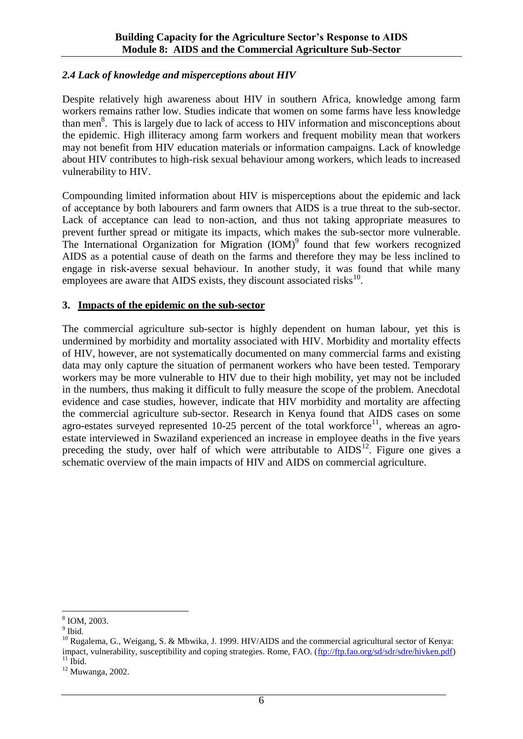### *2.4 Lack of knowledge and misperceptions about HIV*

Despite relatively high awareness about HIV in southern Africa, knowledge among farm workers remains rather low. Studies indicate that women on some farms have less knowledge than men[8]. This is largely due to lack of access to HIV information and misconceptions about the epidemic. High illiteracy among farm workers and frequent mobility mean that workers may not benefit from HIV education materials or information campaigns. Lack of knowledge about HIV contributes to high-risk sexual behaviour among workers, which leads to increased vulnerability to HIV.

Compounding limited information about HIV is misperceptions about the epidemic and lack of acceptance by both labourers and farm owners that AIDS is a true threat to the sub-sector. Lack of acceptance can lead to non-action, and thus not taking appropriate measures to prevent further spread or mitigate its impacts, which makes the sub-sector more vulnerable. The International Organization for Migration (IOM)[9] found that few workers recognized AIDS as a potential cause of death on the farms and therefore they may be less inclined to engage in risk-averse sexual behaviour. In another study, it was found that while many employees are aware that AIDS exists, they discount associated risks[10].

## 3. Impacts of the epidemic on the sub-sector

The commercial agriculture sub-sector is highly dependent on human labour, yet this is undermined by morbidity and mortality associated with HIV. Morbidity and mortality effects of HIV, however, are not systematically documented on many commercial farms and existing data may only capture the situation of permanent workers who have been tested. Temporary workers may be more vulnerable to HIV due to their high mobility, yet may not be included in the numbers, thus making it difficult to fully measure the scope of the problem. Anecdotal evidence and case studies, however, indicate that HIV morbidity and mortality are affecting the commercial agriculture sub-sector. Research in Kenya found that AIDS cases on some agro-estates surveyed represented 10-25 percent of the total workforce[11], whereas an agro-estate interviewed in Swaziland experienced an increase in employee deaths in the five years preceding the study, over half of which were attributable to AIDS[12]. Figure one gives a schematic overview of the main impacts of HIV and AIDS on commercial agriculture.

---

[8] IOM, 2003.
[9] Ibid.
[10] Rugalema, G., Weigang, S. & Mbwika, J. 1999. HIV/AIDS and the commercial agricultural sector of Kenya: impact, vulnerability, susceptibility and coping strategies. Rome, FAO. (ftp://ftp.fao.org/sd/sdr/sdre/hivken.pdf)
[11] Ibid.
[12] Muwanga, 2002.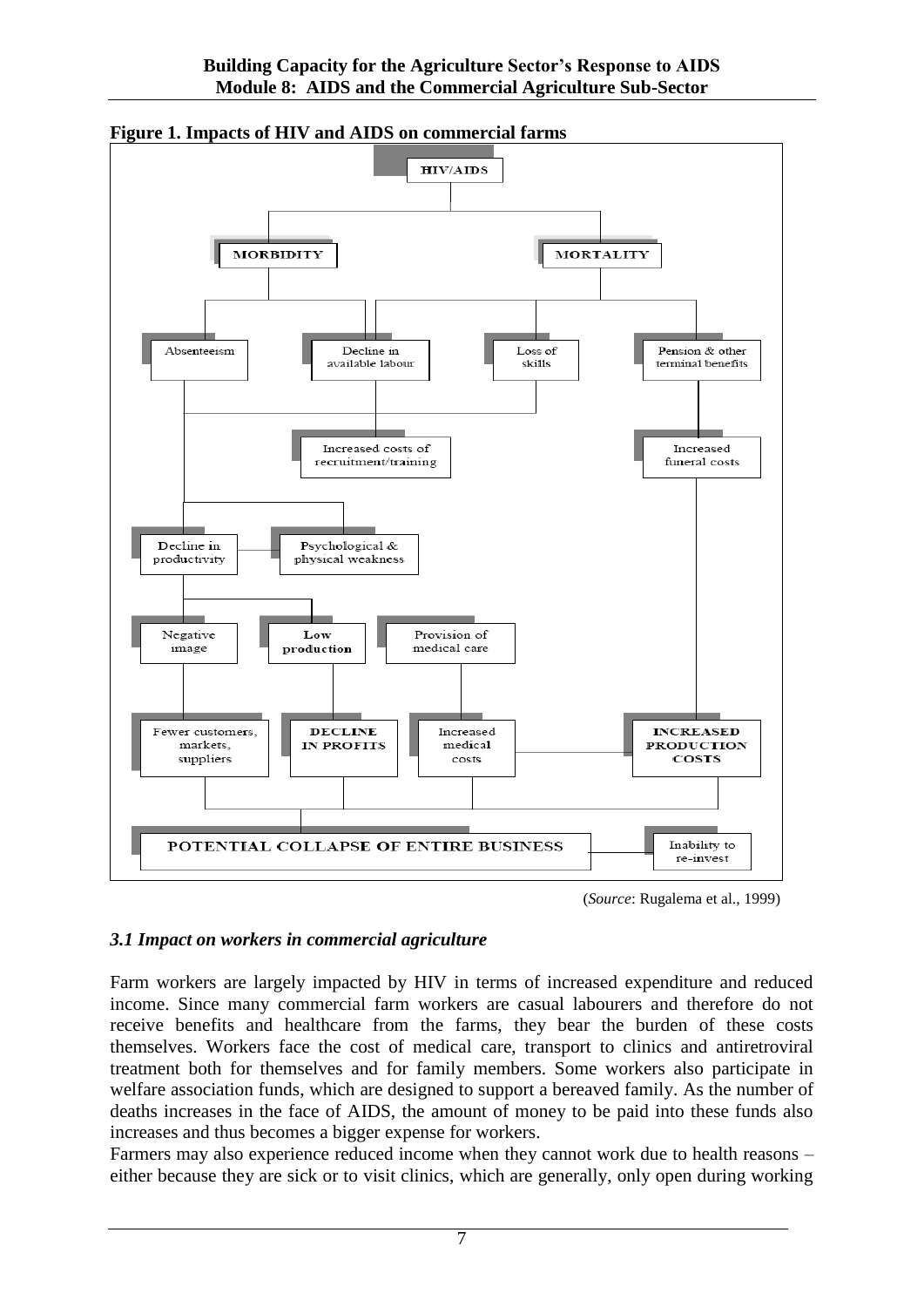**Figure 1. Impacts of HIV and AIDS on commercial farms**

(*Source*: Rugalema et al., 1999)

### *3.1 Impact on workers in commercial agriculture*

Farm workers are largely impacted by HIV in terms of increased expenditure and reduced income. Since many commercial farm workers are casual labourers and therefore do not receive benefits and healthcare from the farms, they bear the burden of these costs themselves. Workers face the cost of medical care, transport to clinics and antiretroviral treatment both for themselves and for family members. Some workers also participate in welfare association funds, which are designed to support a bereaved family. As the number of deaths increases in the face of AIDS, the amount of money to be paid into these funds also increases and thus becomes a bigger expense for workers.

Farmers may also experience reduced income when they cannot work due to health reasons – either because they are sick or to visit clinics, which are generally, only open during working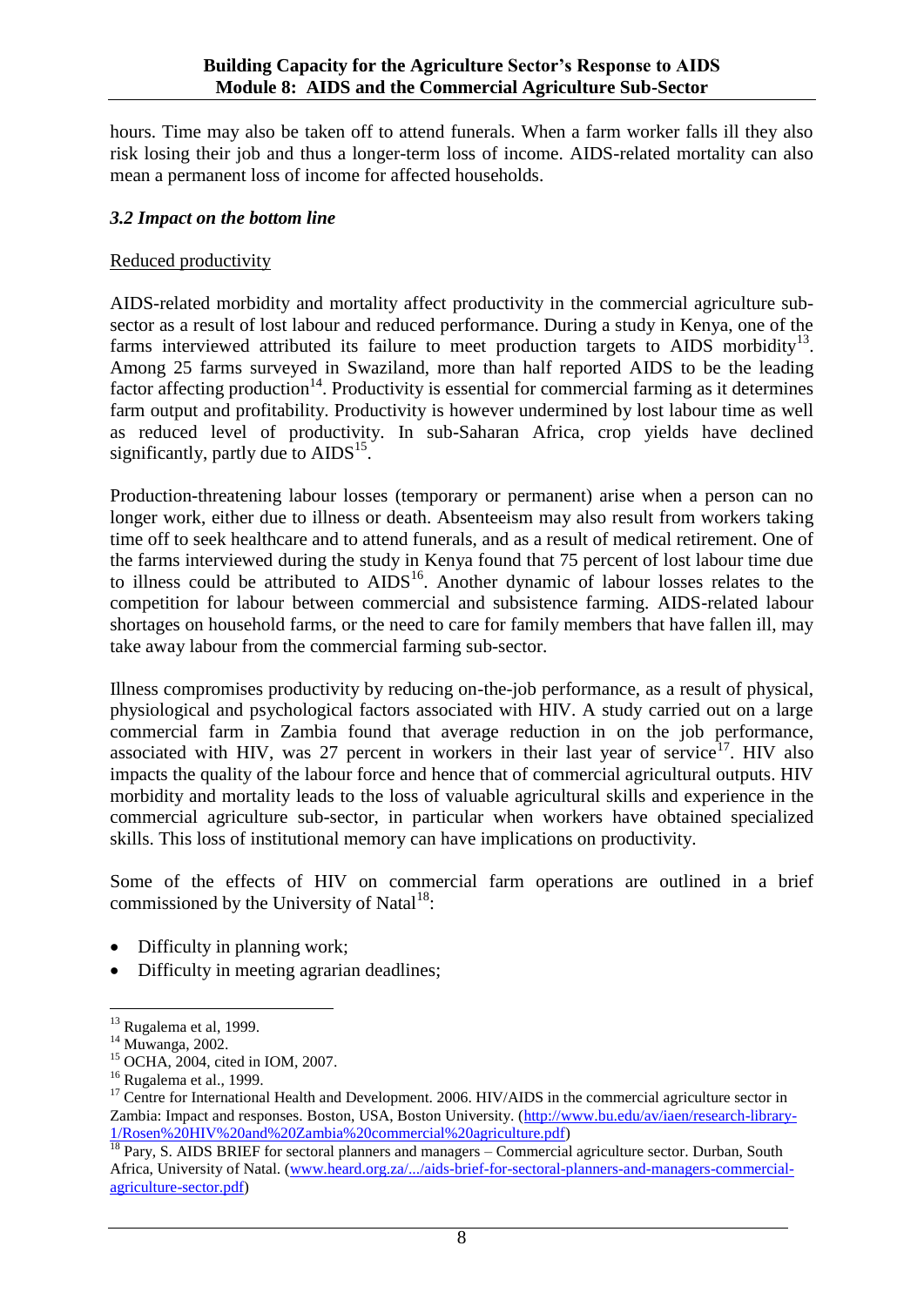hours. Time may also be taken off to attend funerals. When a farm worker falls ill they also risk losing their job and thus a longer-term loss of income. AIDS-related mortality can also mean a permanent loss of income for affected households.

### *3.2 Impact on the bottom line*

Reduced productivity

AIDS-related morbidity and mortality affect productivity in the commercial agriculture sub-sector as a result of lost labour and reduced performance. During a study in Kenya, one of the farms interviewed attributed its failure to meet production targets to AIDS morbidity[13]. Among 25 farms surveyed in Swaziland, more than half reported AIDS to be the leading factor affecting production[14]. Productivity is essential for commercial farming as it determines farm output and profitability. Productivity is however undermined by lost labour time as well as reduced level of productivity. In sub-Saharan Africa, crop yields have declined significantly, partly due to AIDS[15].

Production-threatening labour losses (temporary or permanent) arise when a person can no longer work, either due to illness or death. Absenteeism may also result from workers taking time off to seek healthcare and to attend funerals, and as a result of medical retirement. One of the farms interviewed during the study in Kenya found that 75 percent of lost labour time due to illness could be attributed to AIDS[16]. Another dynamic of labour losses relates to the competition for labour between commercial and subsistence farming. AIDS-related labour shortages on household farms, or the need to care for family members that have fallen ill, may take away labour from the commercial farming sub-sector.

Illness compromises productivity by reducing on-the-job performance, as a result of physical, physiological and psychological factors associated with HIV. A study carried out on a large commercial farm in Zambia found that average reduction in on the job performance, associated with HIV, was 27 percent in workers in their last year of service[17]. HIV also impacts the quality of the labour force and hence that of commercial agricultural outputs. HIV morbidity and mortality leads to the loss of valuable agricultural skills and experience in the commercial agriculture sub-sector, in particular when workers have obtained specialized skills. This loss of institutional memory can have implications on productivity.

Some of the effects of HIV on commercial farm operations are outlined in a brief commissioned by the University of Natal[18]:

- Difficulty in planning work;
- Difficulty in meeting agrarian deadlines;

---

[13] Rugalema et al, 1999.

[14] Muwanga, 2002.

[15] OCHA, 2004, cited in IOM, 2007.

[16] Rugalema et al., 1999.

[17] Centre for International Health and Development. 2006. HIV/AIDS in the commercial agriculture sector in Zambia: Impact and responses. Boston, USA, Boston University. (http://www.bu.edu/av/iaen/research-library-1/Rosen%20HIV%20and%20Zambia%20commercial%20agriculture.pdf)

[18] Pary, S. AIDS BRIEF for sectoral planners and managers – Commercial agriculture sector. Durban, South Africa, University of Natal. (www.heard.org.za/.../aids-brief-for-sectoral-planners-and-managers-commercial-agriculture-sector.pdf)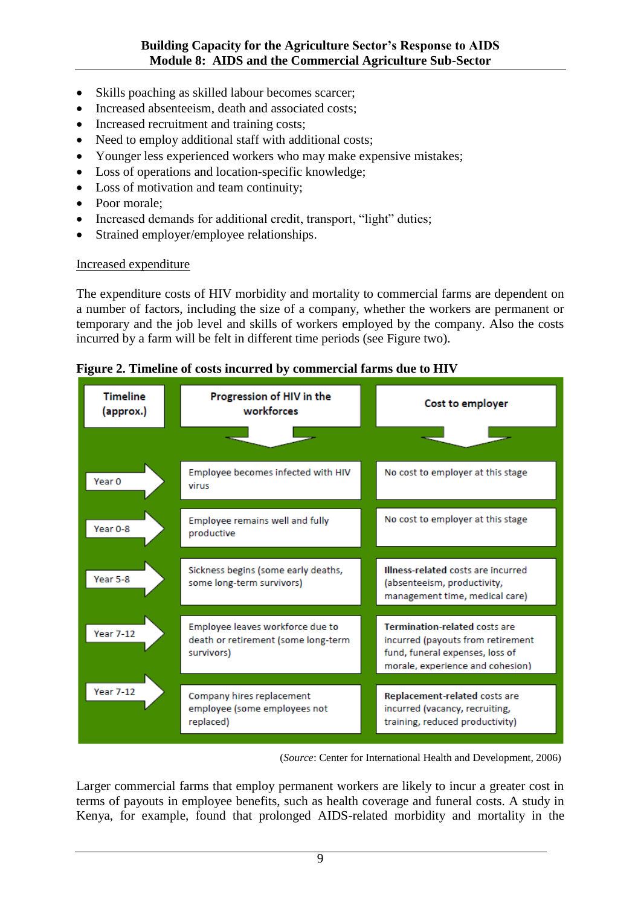- Skills poaching as skilled labour becomes scarcer;
- Increased absenteeism, death and associated costs;
- Increased recruitment and training costs;
- Need to employ additional staff with additional costs;
- Younger less experienced workers who may make expensive mistakes;
- Loss of operations and location-specific knowledge;
- Loss of motivation and team continuity;
- Poor morale;
- Increased demands for additional credit, transport, "light" duties;
- Strained employer/employee relationships.

Increased expenditure

The expenditure costs of HIV morbidity and mortality to commercial farms are dependent on a number of factors, including the size of a company, whether the workers are permanent or temporary and the job level and skills of workers employed by the company. Also the costs incurred by a farm will be felt in different time periods (see Figure two).

**Figure 2. Timeline of costs incurred by commercial farms due to HIV**

| Timeline (approx.) | Progression of HIV in the workforces | Cost to employer |
|---|---|---|
| Year 0 | Employee becomes infected with HIV virus | No cost to employer at this stage |
| Year 0-8 | Employee remains well and fully productive | No cost to employer at this stage |
| Year 5-8 | Sickness begins (some early deaths, some long-term survivors) | **Illness-related** costs are incurred (absenteeism, productivity, management time, medical care) |
| Year 7-12 | Employee leaves workforce due to death or retirement (some long-term survivors) | **Termination-related** costs are incurred (payouts from retirement fund, funeral expenses, loss of morale, experience and cohesion) |
| Year 7-12 | Company hires replacement employee (some employees not replaced) | **Replacement-related** costs are incurred (vacancy, recruiting, training, reduced productivity) |

(*Source*: Center for International Health and Development, 2006)

Larger commercial farms that employ permanent workers are likely to incur a greater cost in terms of payouts in employee benefits, such as health coverage and funeral costs. A study in Kenya, for example, found that prolonged AIDS-related morbidity and mortality in the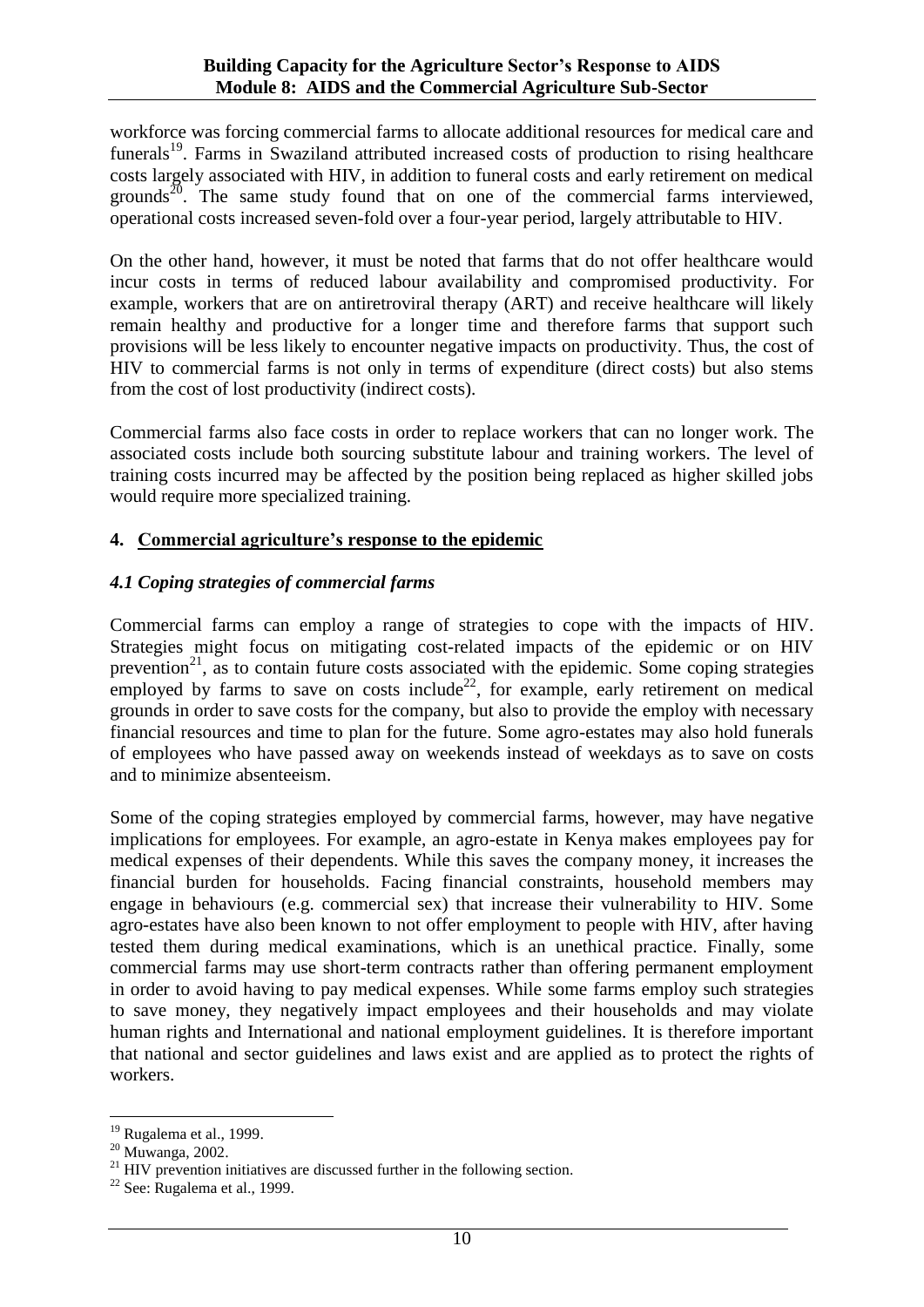workforce was forcing commercial farms to allocate additional resources for medical care and funerals[19]. Farms in Swaziland attributed increased costs of production to rising healthcare costs largely associated with HIV, in addition to funeral costs and early retirement on medical grounds[20]. The same study found that on one of the commercial farms interviewed, operational costs increased seven-fold over a four-year period, largely attributable to HIV.

On the other hand, however, it must be noted that farms that do not offer healthcare would incur costs in terms of reduced labour availability and compromised productivity. For example, workers that are on antiretroviral therapy (ART) and receive healthcare will likely remain healthy and productive for a longer time and therefore farms that support such provisions will be less likely to encounter negative impacts on productivity. Thus, the cost of HIV to commercial farms is not only in terms of expenditure (direct costs) but also stems from the cost of lost productivity (indirect costs).

Commercial farms also face costs in order to replace workers that can no longer work. The associated costs include both sourcing substitute labour and training workers. The level of training costs incurred may be affected by the position being replaced as higher skilled jobs would require more specialized training.

## 4. Commercial agriculture's response to the epidemic

### *4.1 Coping strategies of commercial farms*

Commercial farms can employ a range of strategies to cope with the impacts of HIV. Strategies might focus on mitigating cost-related impacts of the epidemic or on HIV prevention[21], as to contain future costs associated with the epidemic. Some coping strategies employed by farms to save on costs include[22], for example, early retirement on medical grounds in order to save costs for the company, but also to provide the employ with necessary financial resources and time to plan for the future. Some agro-estates may also hold funerals of employees who have passed away on weekends instead of weekdays as to save on costs and to minimize absenteeism.

Some of the coping strategies employed by commercial farms, however, may have negative implications for employees. For example, an agro-estate in Kenya makes employees pay for medical expenses of their dependents. While this saves the company money, it increases the financial burden for households. Facing financial constraints, household members may engage in behaviours (e.g. commercial sex) that increase their vulnerability to HIV. Some agro-estates have also been known to not offer employment to people with HIV, after having tested them during medical examinations, which is an unethical practice. Finally, some commercial farms may use short-term contracts rather than offering permanent employment in order to avoid having to pay medical expenses. While some farms employ such strategies to save money, they negatively impact employees and their households and may violate human rights and International and national employment guidelines. It is therefore important that national and sector guidelines and laws exist and are applied as to protect the rights of workers.

---

[19] Rugalema et al., 1999.

[20] Muwanga, 2002.

[21] HIV prevention initiatives are discussed further in the following section.

[22] See: Rugalema et al., 1999.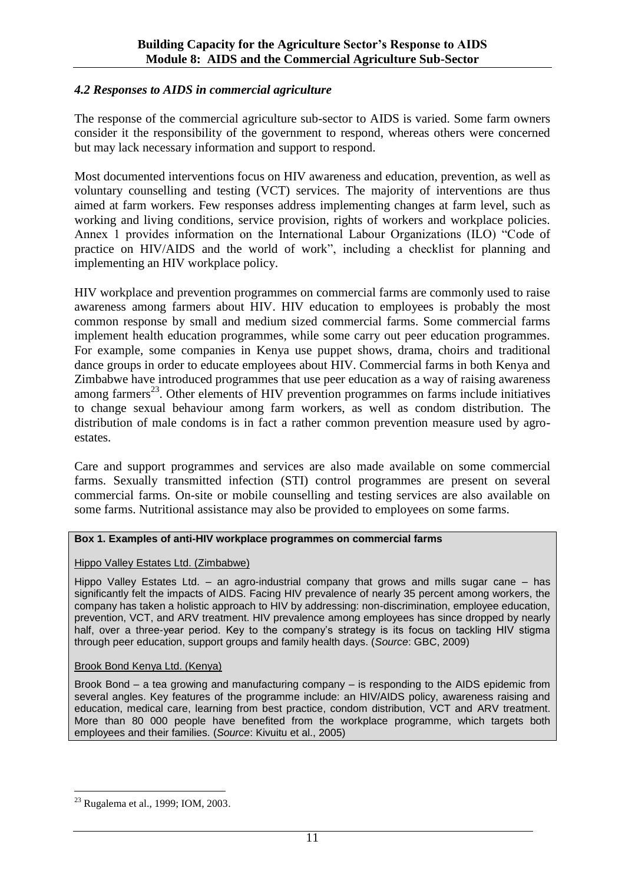### *4.2 Responses to AIDS in commercial agriculture*

The response of the commercial agriculture sub-sector to AIDS is varied. Some farm owners consider it the responsibility of the government to respond, whereas others were concerned but may lack necessary information and support to respond.

Most documented interventions focus on HIV awareness and education, prevention, as well as voluntary counselling and testing (VCT) services. The majority of interventions are thus aimed at farm workers. Few responses address implementing changes at farm level, such as working and living conditions, service provision, rights of workers and workplace policies. Annex 1 provides information on the International Labour Organizations (ILO) "Code of practice on HIV/AIDS and the world of work", including a checklist for planning and implementing an HIV workplace policy.

HIV workplace and prevention programmes on commercial farms are commonly used to raise awareness among farmers about HIV. HIV education to employees is probably the most common response by small and medium sized commercial farms. Some commercial farms implement health education programmes, while some carry out peer education programmes. For example, some companies in Kenya use puppet shows, drama, choirs and traditional dance groups in order to educate employees about HIV. Commercial farms in both Kenya and Zimbabwe have introduced programmes that use peer education as a way of raising awareness among farmers[23]. Other elements of HIV prevention programmes on farms include initiatives to change sexual behaviour among farm workers, as well as condom distribution. The distribution of male condoms is in fact a rather common prevention measure used by agro-estates.

Care and support programmes and services are also made available on some commercial farms. Sexually transmitted infection (STI) control programmes are present on several commercial farms. On-site or mobile counselling and testing services are also available on some farms. Nutritional assistance may also be provided to employees on some farms.

**Box 1. Examples of anti-HIV workplace programmes on commercial farms**

Hippo Valley Estates Ltd. (Zimbabwe)

Hippo Valley Estates Ltd. – an agro-industrial company that grows and mills sugar cane – has significantly felt the impacts of AIDS. Facing HIV prevalence of nearly 35 percent among workers, the company has taken a holistic approach to HIV by addressing: non-discrimination, employee education, prevention, VCT, and ARV treatment. HIV prevalence among employees has since dropped by nearly half, over a three-year period. Key to the company's strategy is its focus on tackling HIV stigma through peer education, support groups and family health days. (*Source*: GBC, 2009)

Brook Bond Kenya Ltd. (Kenya)

Brook Bond – a tea growing and manufacturing company – is responding to the AIDS epidemic from several angles. Key features of the programme include: an HIV/AIDS policy, awareness raising and education, medical care, learning from best practice, condom distribution, VCT and ARV treatment. More than 80 000 people have benefited from the workplace programme, which targets both employees and their families. (*Source*: Kivuitu et al., 2005)

[23] Rugalema et al., 1999; IOM, 2003.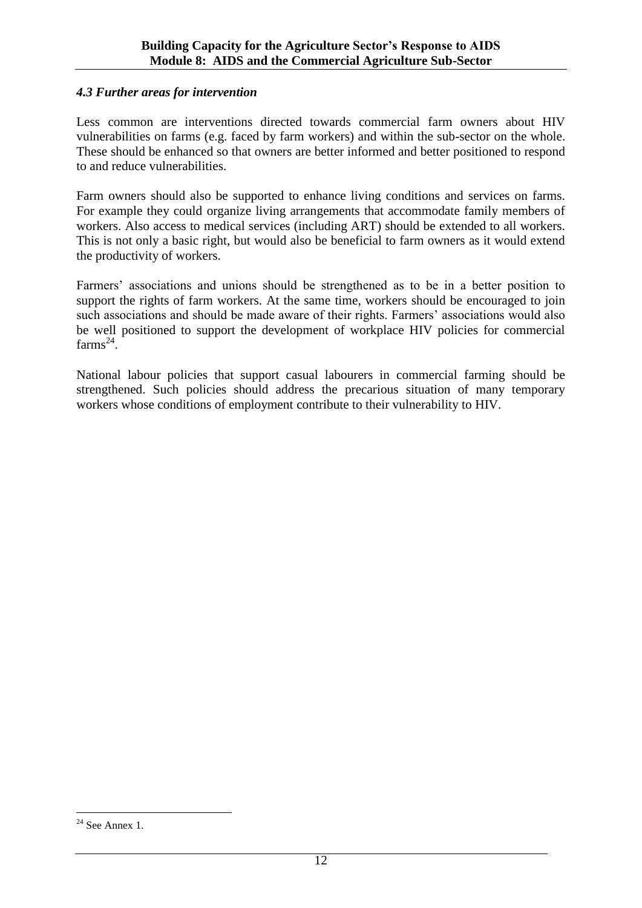### *4.3 Further areas for intervention*

Less common are interventions directed towards commercial farm owners about HIV vulnerabilities on farms (e.g. faced by farm workers) and within the sub-sector on the whole. These should be enhanced so that owners are better informed and better positioned to respond to and reduce vulnerabilities.

Farm owners should also be supported to enhance living conditions and services on farms. For example they could organize living arrangements that accommodate family members of workers. Also access to medical services (including ART) should be extended to all workers. This is not only a basic right, but would also be beneficial to farm owners as it would extend the productivity of workers.

Farmers' associations and unions should be strengthened as to be in a better position to support the rights of farm workers. At the same time, workers should be encouraged to join such associations and should be made aware of their rights. Farmers' associations would also be well positioned to support the development of workplace HIV policies for commercial farms[24].

National labour policies that support casual labourers in commercial farming should be strengthened. Such policies should address the precarious situation of many temporary workers whose conditions of employment contribute to their vulnerability to HIV.

---

[24] See Annex 1.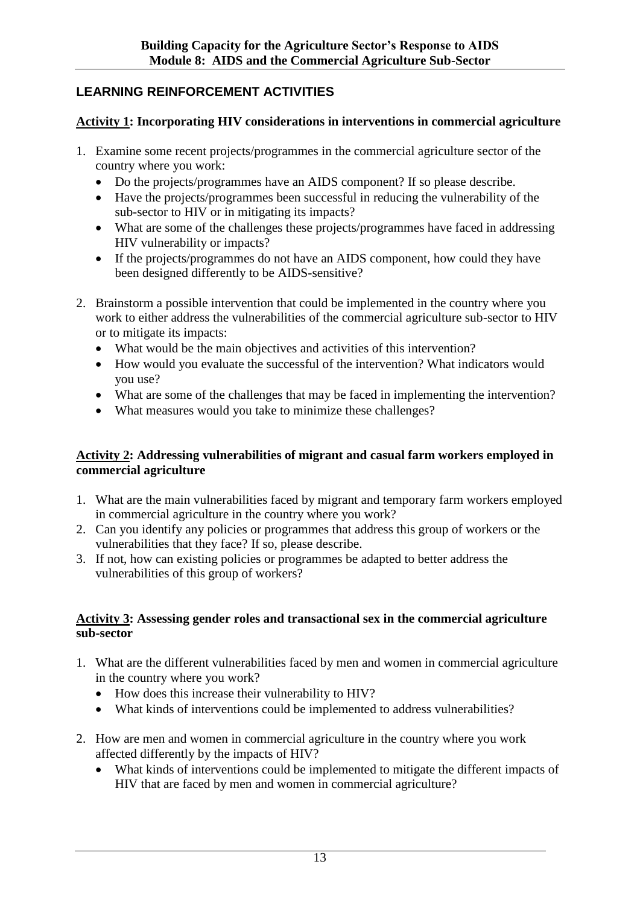## LEARNING REINFORCEMENT ACTIVITIES

### Activity 1: Incorporating HIV considerations in interventions in commercial agriculture

1. Examine some recent projects/programmes in the commercial agriculture sector of the country where you work:
   - Do the projects/programmes have an AIDS component? If so please describe.
   - Have the projects/programmes been successful in reducing the vulnerability of the sub-sector to HIV or in mitigating its impacts?
   - What are some of the challenges these projects/programmes have faced in addressing HIV vulnerability or impacts?
   - If the projects/programmes do not have an AIDS component, how could they have been designed differently to be AIDS-sensitive?

2. Brainstorm a possible intervention that could be implemented in the country where you work to either address the vulnerabilities of the commercial agriculture sub-sector to HIV or to mitigate its impacts:
   - What would be the main objectives and activities of this intervention?
   - How would you evaluate the successful of the intervention? What indicators would you use?
   - What are some of the challenges that may be faced in implementing the intervention?
   - What measures would you take to minimize these challenges?

### Activity 2: Addressing vulnerabilities of migrant and casual farm workers employed in commercial agriculture

1. What are the main vulnerabilities faced by migrant and temporary farm workers employed in commercial agriculture in the country where you work?
2. Can you identify any policies or programmes that address this group of workers or the vulnerabilities that they face? If so, please describe.
3. If not, how can existing policies or programmes be adapted to better address the vulnerabilities of this group of workers?

### Activity 3: Assessing gender roles and transactional sex in the commercial agriculture sub-sector

1. What are the different vulnerabilities faced by men and women in commercial agriculture in the country where you work?
   - How does this increase their vulnerability to HIV?
   - What kinds of interventions could be implemented to address vulnerabilities?

2. How are men and women in commercial agriculture in the country where you work affected differently by the impacts of HIV?
   - What kinds of interventions could be implemented to mitigate the different impacts of HIV that are faced by men and women in commercial agriculture?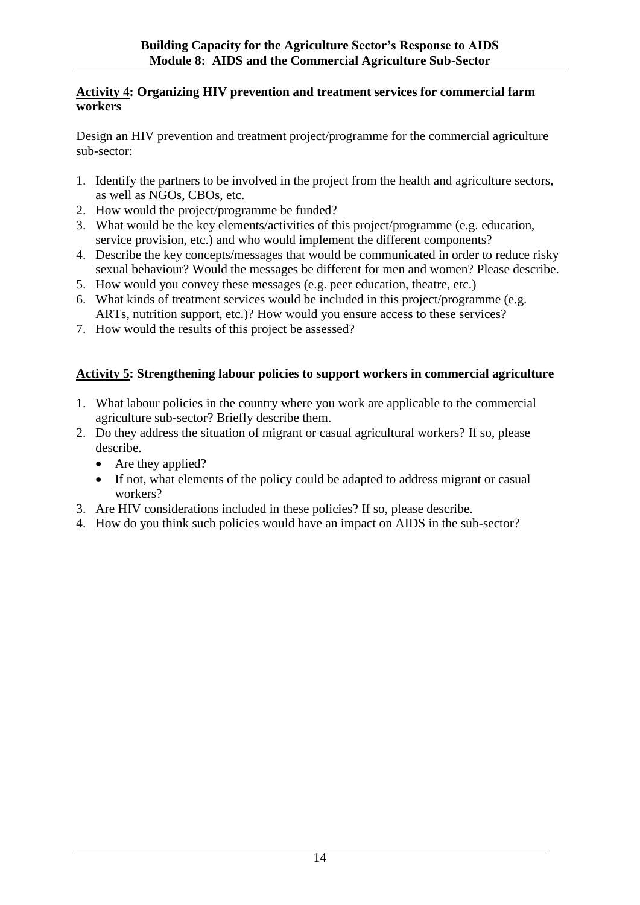### Activity 4: Organizing HIV prevention and treatment services for commercial farm workers

Design an HIV prevention and treatment project/programme for the commercial agriculture sub-sector:

1. Identify the partners to be involved in the project from the health and agriculture sectors, as well as NGOs, CBOs, etc.
2. How would the project/programme be funded?
3. What would be the key elements/activities of this project/programme (e.g. education, service provision, etc.) and who would implement the different components?
4. Describe the key concepts/messages that would be communicated in order to reduce risky sexual behaviour? Would the messages be different for men and women? Please describe.
5. How would you convey these messages (e.g. peer education, theatre, etc.)
6. What kinds of treatment services would be included in this project/programme (e.g. ARTs, nutrition support, etc.)? How would you ensure access to these services?
7. How would the results of this project be assessed?

### Activity 5: Strengthening labour policies to support workers in commercial agriculture

1. What labour policies in the country where you work are applicable to the commercial agriculture sub-sector? Briefly describe them.
2. Do they address the situation of migrant or casual agricultural workers? If so, please describe.
   - Are they applied?
   - If not, what elements of the policy could be adapted to address migrant or casual workers?
3. Are HIV considerations included in these policies? If so, please describe.
4. How do you think such policies would have an impact on AIDS in the sub-sector?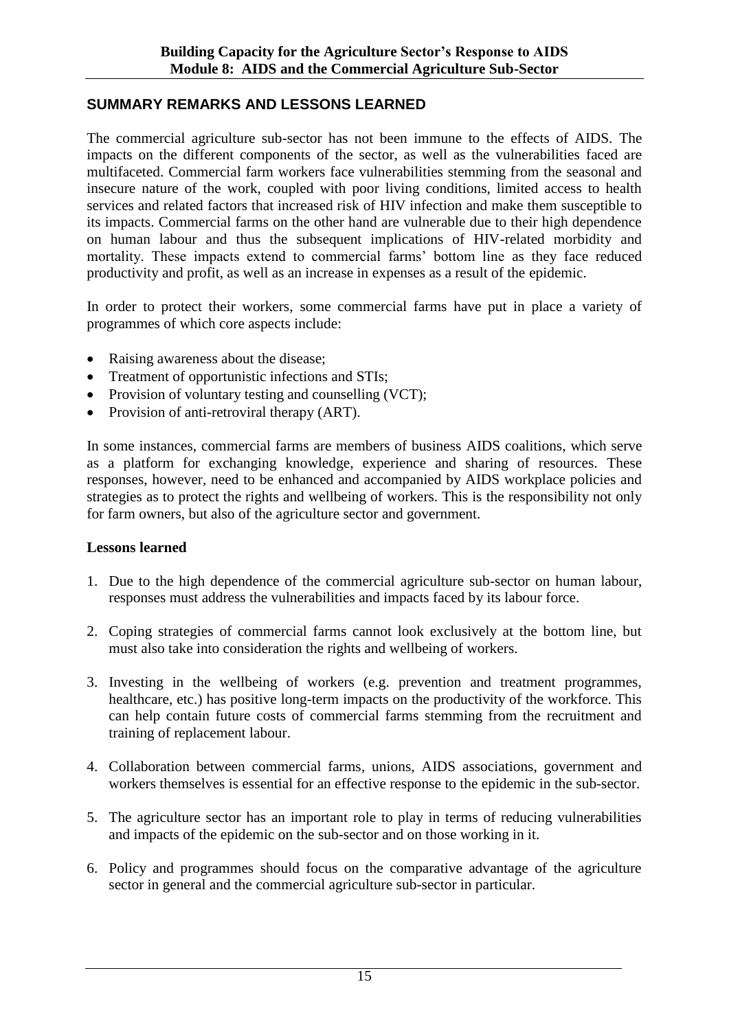## SUMMARY REMARKS AND LESSONS LEARNED

The commercial agriculture sub-sector has not been immune to the effects of AIDS. The impacts on the different components of the sector, as well as the vulnerabilities faced are multifaceted. Commercial farm workers face vulnerabilities stemming from the seasonal and insecure nature of the work, coupled with poor living conditions, limited access to health services and related factors that increased risk of HIV infection and make them susceptible to its impacts. Commercial farms on the other hand are vulnerable due to their high dependence on human labour and thus the subsequent implications of HIV-related morbidity and mortality. These impacts extend to commercial farms' bottom line as they face reduced productivity and profit, as well as an increase in expenses as a result of the epidemic.

In order to protect their workers, some commercial farms have put in place a variety of programmes of which core aspects include:

- Raising awareness about the disease;
- Treatment of opportunistic infections and STIs;
- Provision of voluntary testing and counselling (VCT);
- Provision of anti-retroviral therapy (ART).

In some instances, commercial farms are members of business AIDS coalitions, which serve as a platform for exchanging knowledge, experience and sharing of resources. These responses, however, need to be enhanced and accompanied by AIDS workplace policies and strategies as to protect the rights and wellbeing of workers. This is the responsibility not only for farm owners, but also of the agriculture sector and government.

**Lessons learned**

1. Due to the high dependence of the commercial agriculture sub-sector on human labour, responses must address the vulnerabilities and impacts faced by its labour force.
2. Coping strategies of commercial farms cannot look exclusively at the bottom line, but must also take into consideration the rights and wellbeing of workers.
3. Investing in the wellbeing of workers (e.g. prevention and treatment programmes, healthcare, etc.) has positive long-term impacts on the productivity of the workforce. This can help contain future costs of commercial farms stemming from the recruitment and training of replacement labour.
4. Collaboration between commercial farms, unions, AIDS associations, government and workers themselves is essential for an effective response to the epidemic in the sub-sector.
5. The agriculture sector has an important role to play in terms of reducing vulnerabilities and impacts of the epidemic on the sub-sector and on those working in it.
6. Policy and programmes should focus on the comparative advantage of the agriculture sector in general and the commercial agriculture sub-sector in particular.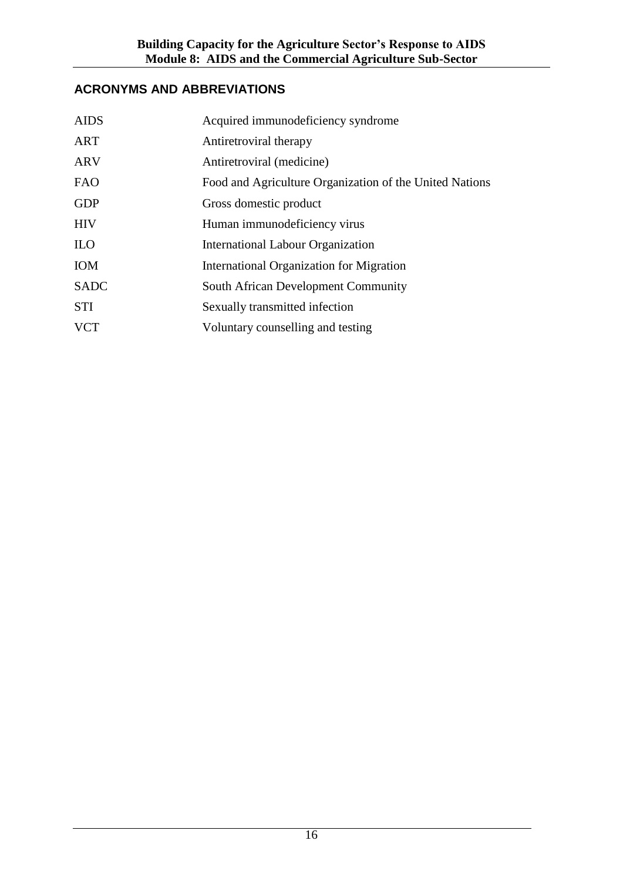## ACRONYMS AND ABBREVIATIONS

| | |
|---|---|
| AIDS | Acquired immunodeficiency syndrome |
| ART | Antiretroviral therapy |
| ARV | Antiretroviral (medicine) |
| FAO | Food and Agriculture Organization of the United Nations |
| GDP | Gross domestic product |
| HIV | Human immunodeficiency virus |
| ILO | International Labour Organization |
| IOM | International Organization for Migration |
| SADC | South African Development Community |
| STI | Sexually transmitted infection |
| VCT | Voluntary counselling and testing |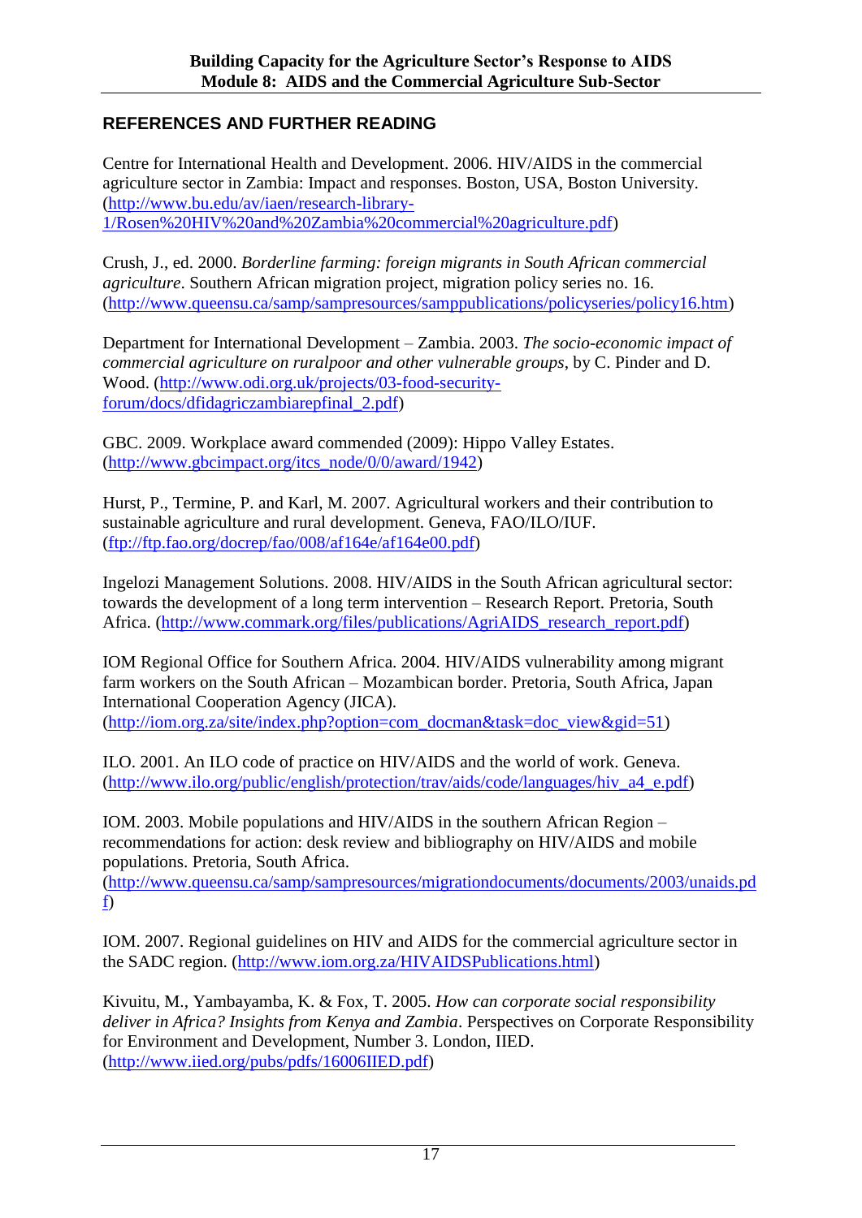## REFERENCES AND FURTHER READING

Centre for International Health and Development. 2006. HIV/AIDS in the commercial agriculture sector in Zambia: Impact and responses. Boston, USA, Boston University. (http://www.bu.edu/av/iaen/research-library-1/Rosen%20HIV%20and%20Zambia%20commercial%20agriculture.pdf)

Crush, J., ed. 2000. *Borderline farming: foreign migrants in South African commercial agriculture*. Southern African migration project, migration policy series no. 16. (http://www.queensu.ca/samp/sampresources/samppublications/policyseries/policy16.htm)

Department for International Development – Zambia. 2003. *The socio-economic impact of commercial agriculture on ruralpoor and other vulnerable groups*, by C. Pinder and D. Wood. (http://www.odi.org.uk/projects/03-food-security-forum/docs/dfidagriczambiarepfinal_2.pdf)

GBC. 2009. Workplace award commended (2009): Hippo Valley Estates. (http://www.gbcimpact.org/itcs_node/0/0/award/1942)

Hurst, P., Termine, P. and Karl, M. 2007. Agricultural workers and their contribution to sustainable agriculture and rural development. Geneva, FAO/ILO/IUF. (ftp://ftp.fao.org/docrep/fao/008/af164e/af164e00.pdf)

Ingelozi Management Solutions. 2008. HIV/AIDS in the South African agricultural sector: towards the development of a long term intervention – Research Report. Pretoria, South Africa. (http://www.commark.org/files/publications/AgriAIDS_research_report.pdf)

IOM Regional Office for Southern Africa. 2004. HIV/AIDS vulnerability among migrant farm workers on the South African – Mozambican border. Pretoria, South Africa, Japan International Cooperation Agency (JICA). (http://iom.org.za/site/index.php?option=com_docman&task=doc_view&gid=51)

ILO. 2001. An ILO code of practice on HIV/AIDS and the world of work. Geneva. (http://www.ilo.org/public/english/protection/trav/aids/code/languages/hiv_a4_e.pdf)

IOM. 2003. Mobile populations and HIV/AIDS in the southern African Region – recommendations for action: desk review and bibliography on HIV/AIDS and mobile populations. Pretoria, South Africa. (http://www.queensu.ca/samp/sampresources/migrationdocuments/documents/2003/unaids.pdf)

IOM. 2007. Regional guidelines on HIV and AIDS for the commercial agriculture sector in the SADC region. (http://www.iom.org.za/HIVAIDSPublications.html)

Kivuitu, M., Yambayamba, K. & Fox, T. 2005. *How can corporate social responsibility deliver in Africa? Insights from Kenya and Zambia*. Perspectives on Corporate Responsibility for Environment and Development, Number 3. London, IIED. (http://www.iied.org/pubs/pdfs/16006IIED.pdf)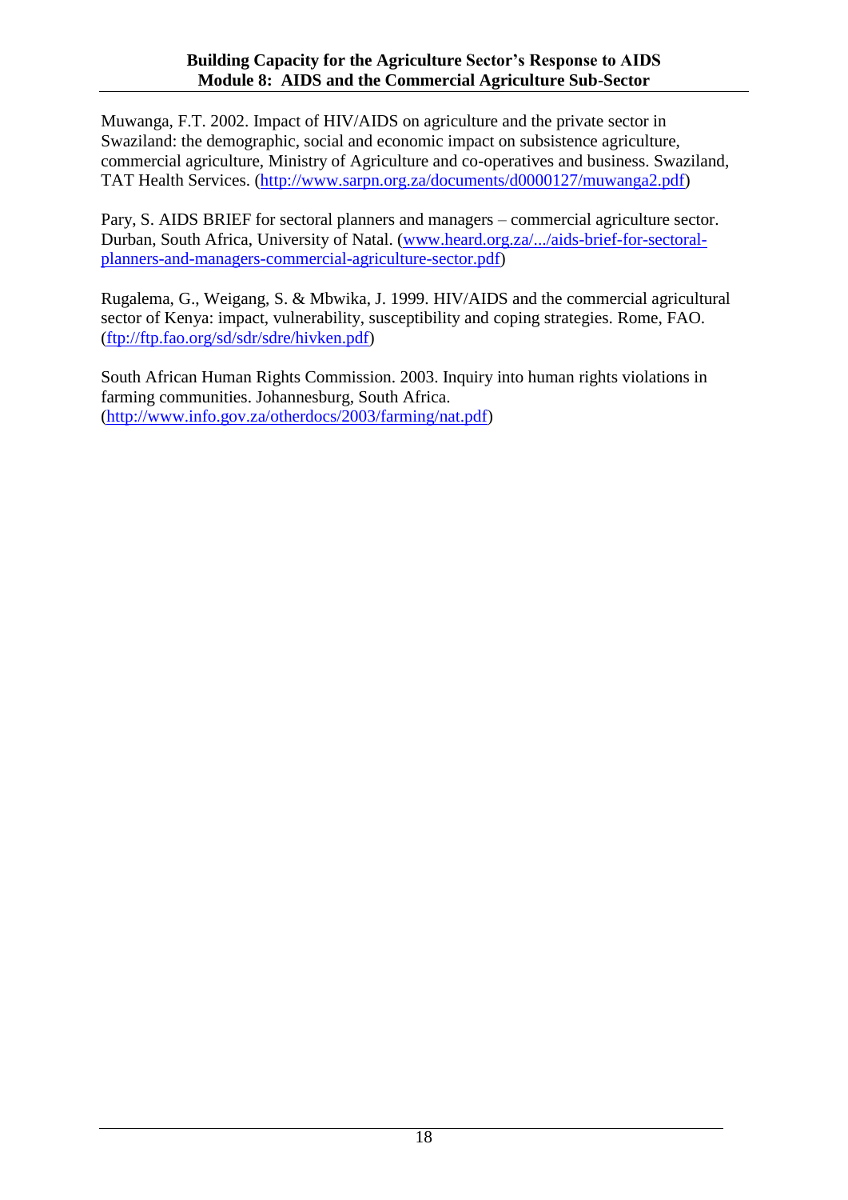Muwanga, F.T. 2002. Impact of HIV/AIDS on agriculture and the private sector in Swaziland: the demographic, social and economic impact on subsistence agriculture, commercial agriculture, Ministry of Agriculture and co-operatives and business. Swaziland, TAT Health Services. (http://www.sarpn.org.za/documents/d0000127/muwanga2.pdf)

Pary, S. AIDS BRIEF for sectoral planners and managers – commercial agriculture sector. Durban, South Africa, University of Natal. (www.heard.org.za/.../aids-brief-for-sectoral-planners-and-managers-commercial-agriculture-sector.pdf)

Rugalema, G., Weigang, S. & Mbwika, J. 1999. HIV/AIDS and the commercial agricultural sector of Kenya: impact, vulnerability, susceptibility and coping strategies. Rome, FAO. (ftp://ftp.fao.org/sd/sdr/sdre/hivken.pdf)

South African Human Rights Commission. 2003. Inquiry into human rights violations in farming communities. Johannesburg, South Africa. (http://www.info.gov.za/otherdocs/2003/farming/nat.pdf)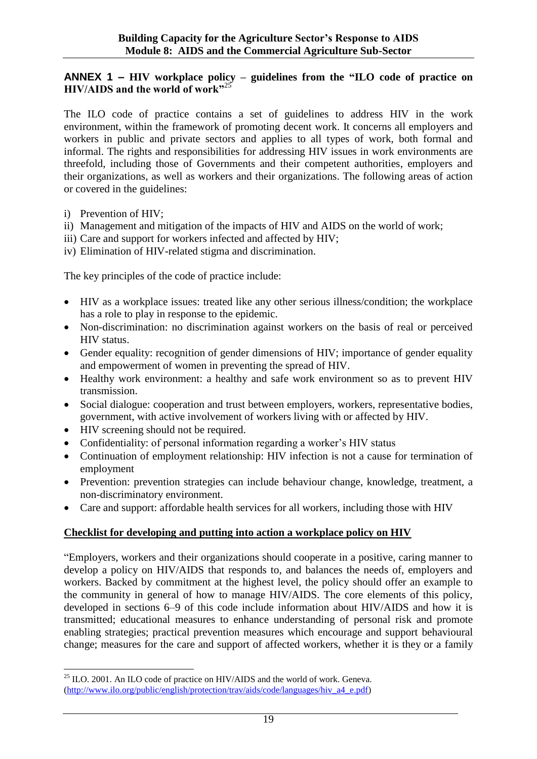## ANNEX 1 – HIV workplace policy – guidelines from the "ILO code of practice on HIV/AIDS and the world of work"[25]

The ILO code of practice contains a set of guidelines to address HIV in the work environment, within the framework of promoting decent work. It concerns all employers and workers in public and private sectors and applies to all types of work, both formal and informal. The rights and responsibilities for addressing HIV issues in work environments are threefold, including those of Governments and their competent authorities, employers and their organizations, as well as workers and their organizations. The following areas of action or covered in the guidelines:

i) Prevention of HIV;
ii) Management and mitigation of the impacts of HIV and AIDS on the world of work;
iii) Care and support for workers infected and affected by HIV;
iv) Elimination of HIV-related stigma and discrimination.

The key principles of the code of practice include:

- HIV as a workplace issues: treated like any other serious illness/condition; the workplace has a role to play in response to the epidemic.
- Non-discrimination: no discrimination against workers on the basis of real or perceived HIV status.
- Gender equality: recognition of gender dimensions of HIV; importance of gender equality and empowerment of women in preventing the spread of HIV.
- Healthy work environment: a healthy and safe work environment so as to prevent HIV transmission.
- Social dialogue: cooperation and trust between employers, workers, representative bodies, government, with active involvement of workers living with or affected by HIV.
- HIV screening should not be required.
- Confidentiality: of personal information regarding a worker's HIV status
- Continuation of employment relationship: HIV infection is not a cause for termination of employment
- Prevention: prevention strategies can include behaviour change, knowledge, treatment, a non-discriminatory environment.
- Care and support: affordable health services for all workers, including those with HIV

**Checklist for developing and putting into action a workplace policy on HIV**

"Employers, workers and their organizations should cooperate in a positive, caring manner to develop a policy on HIV/AIDS that responds to, and balances the needs of, employers and workers. Backed by commitment at the highest level, the policy should offer an example to the community in general of how to manage HIV/AIDS. The core elements of this policy, developed in sections 6–9 of this code include information about HIV/AIDS and how it is transmitted; educational measures to enhance understanding of personal risk and promote enabling strategies; practical prevention measures which encourage and support behavioural change; measures for the care and support of affected workers, whether it is they or a family

---

[25] ILO. 2001. An ILO code of practice on HIV/AIDS and the world of work. Geneva. (http://www.ilo.org/public/english/protection/trav/aids/code/languages/hiv_a4_e.pdf)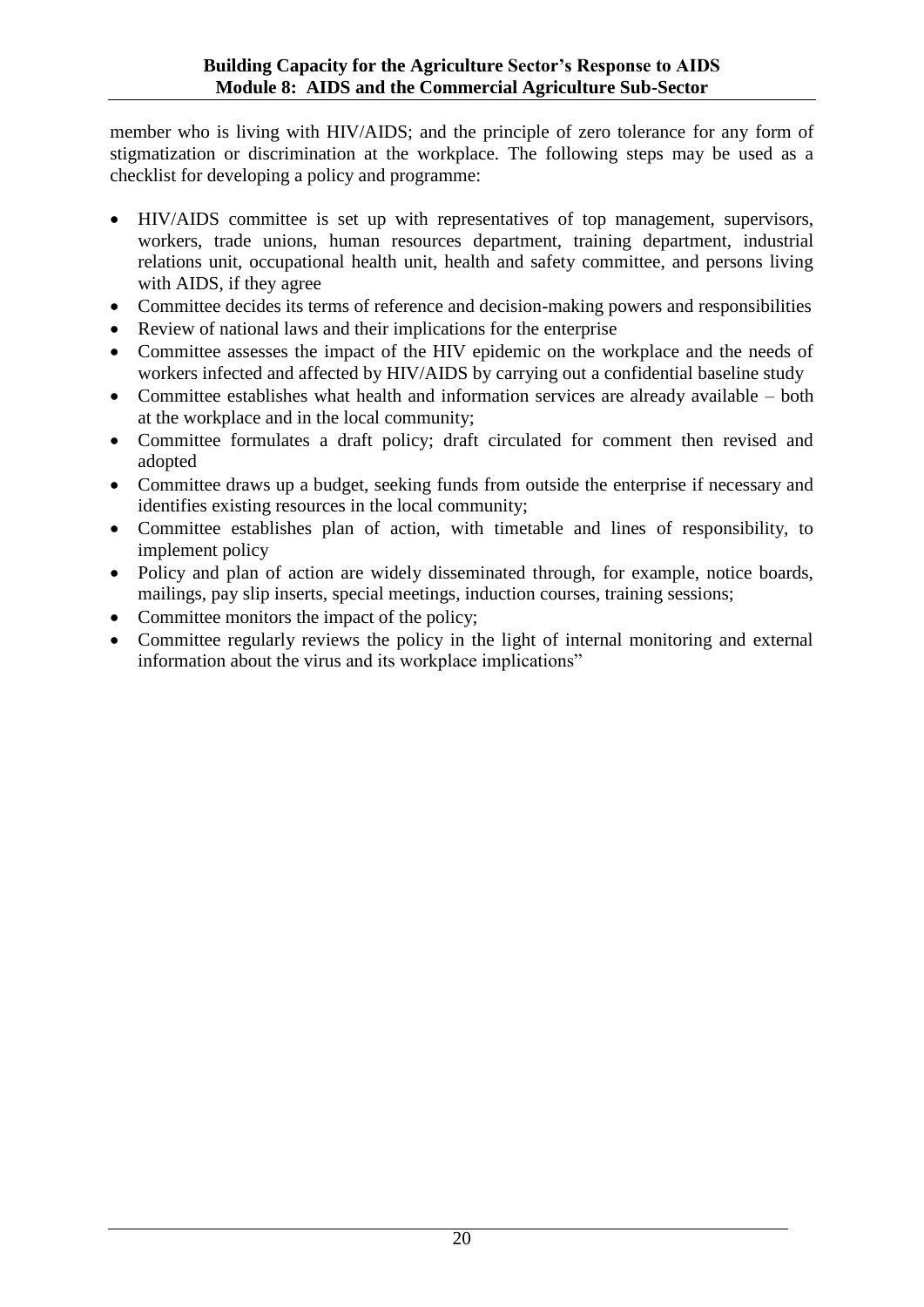member who is living with HIV/AIDS; and the principle of zero tolerance for any form of stigmatization or discrimination at the workplace. The following steps may be used as a checklist for developing a policy and programme:

- HIV/AIDS committee is set up with representatives of top management, supervisors, workers, trade unions, human resources department, training department, industrial relations unit, occupational health unit, health and safety committee, and persons living with AIDS, if they agree
- Committee decides its terms of reference and decision-making powers and responsibilities
- Review of national laws and their implications for the enterprise
- Committee assesses the impact of the HIV epidemic on the workplace and the needs of workers infected and affected by HIV/AIDS by carrying out a confidential baseline study
- Committee establishes what health and information services are already available – both at the workplace and in the local community;
- Committee formulates a draft policy; draft circulated for comment then revised and adopted
- Committee draws up a budget, seeking funds from outside the enterprise if necessary and identifies existing resources in the local community;
- Committee establishes plan of action, with timetable and lines of responsibility, to implement policy
- Policy and plan of action are widely disseminated through, for example, notice boards, mailings, pay slip inserts, special meetings, induction courses, training sessions;
- Committee monitors the impact of the policy;
- Committee regularly reviews the policy in the light of internal monitoring and external information about the virus and its workplace implications"